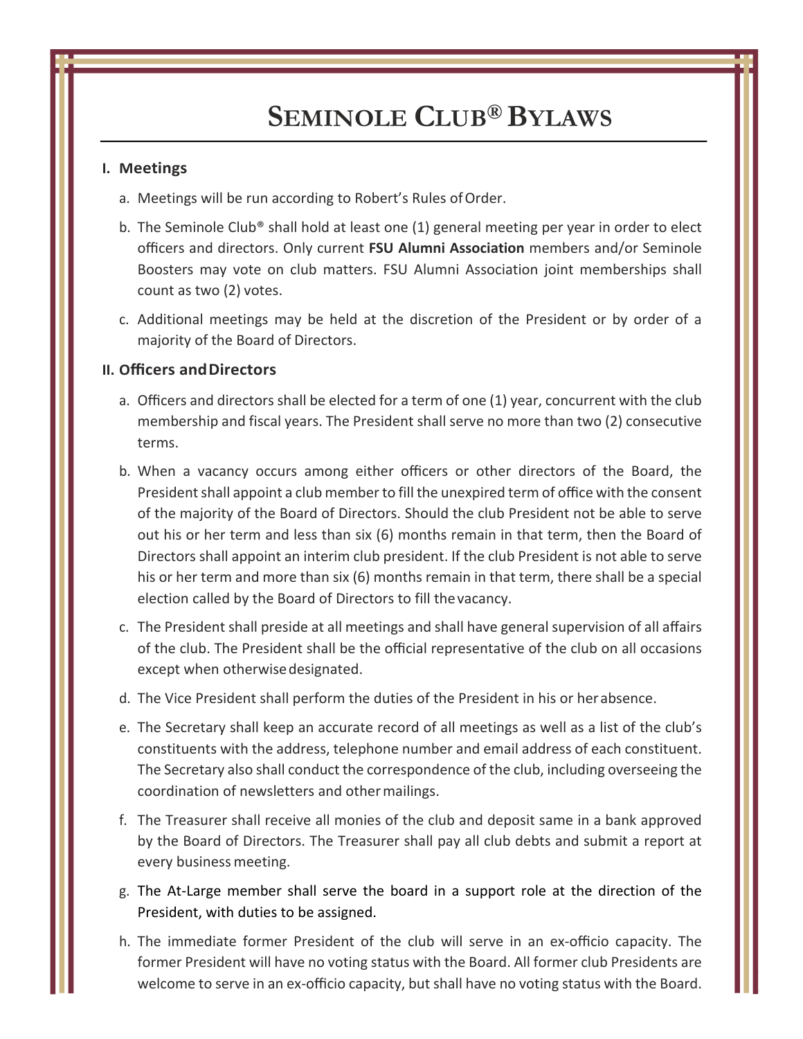# Seminole Club® Bylaws

## I. Meetings

a. Meetings will be run according to Robert's Rules of Order.

b. The Seminole Club® shall hold at least one (1) general meeting per year in order to elect officers and directors. Only current **FSU Alumni Association** members and/or Seminole Boosters may vote on club matters. FSU Alumni Association joint memberships shall count as two (2) votes.

c. Additional meetings may be held at the discretion of the President or by order of a majority of the Board of Directors.

## II. Officers and Directors

a. Officers and directors shall be elected for a term of one (1) year, concurrent with the club membership and fiscal years. The President shall serve no more than two (2) consecutive terms.

b. When a vacancy occurs among either officers or other directors of the Board, the President shall appoint a club member to fill the unexpired term of office with the consent of the majority of the Board of Directors. Should the club President not be able to serve out his or her term and less than six (6) months remain in that term, then the Board of Directors shall appoint an interim club president. If the club President is not able to serve his or her term and more than six (6) months remain in that term, there shall be a special election called by the Board of Directors to fill the vacancy.

c. The President shall preside at all meetings and shall have general supervision of all affairs of the club. The President shall be the official representative of the club on all occasions except when otherwise designated.

d. The Vice President shall perform the duties of the President in his or her absence.

e. The Secretary shall keep an accurate record of all meetings as well as a list of the club's constituents with the address, telephone number and email address of each constituent. The Secretary also shall conduct the correspondence of the club, including overseeing the coordination of newsletters and other mailings.

f. The Treasurer shall receive all monies of the club and deposit same in a bank approved by the Board of Directors. The Treasurer shall pay all club debts and submit a report at every business meeting.

g. The At-Large member shall serve the board in a support role at the direction of the President, with duties to be assigned.

h. The immediate former President of the club will serve in an ex-officio capacity. The former President will have no voting status with the Board. All former club Presidents are welcome to serve in an ex-officio capacity, but shall have no voting status with the Board.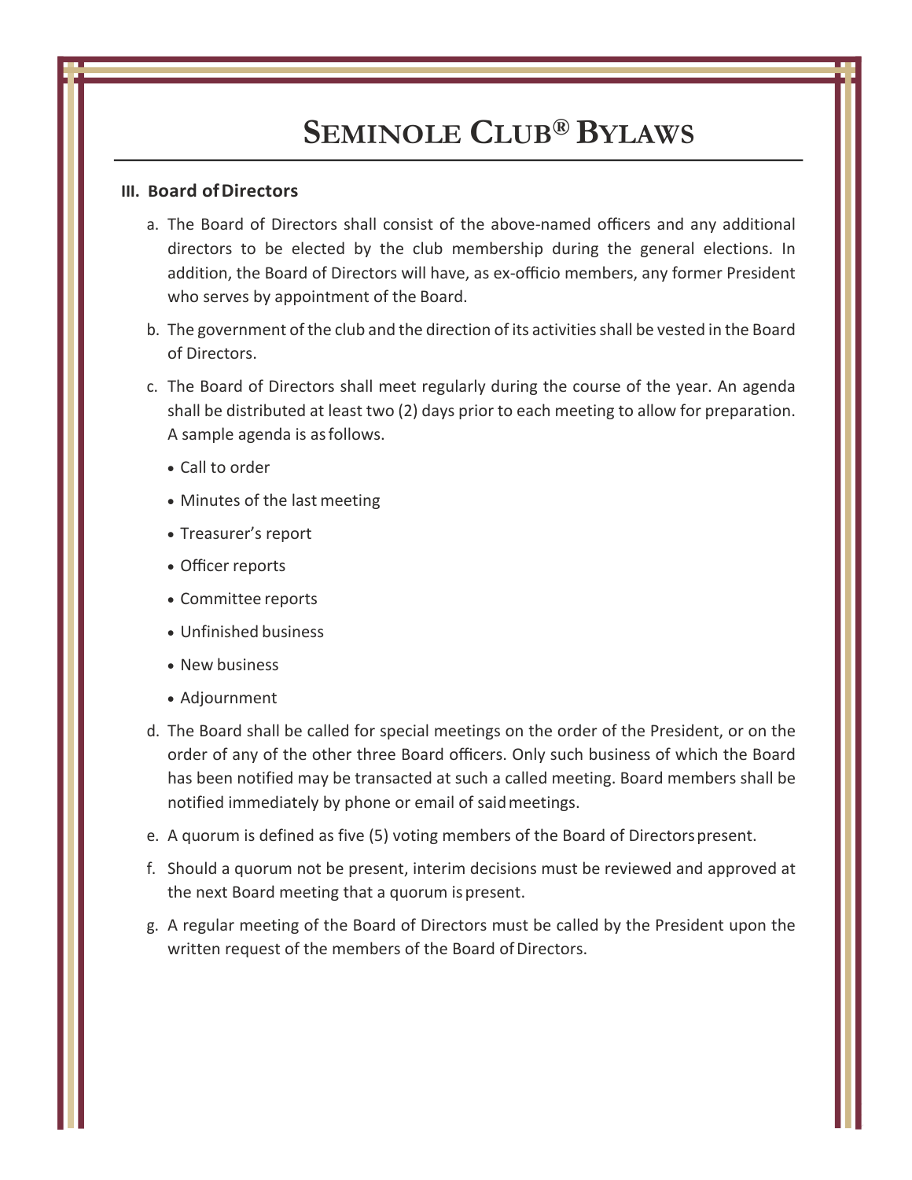# SEMINOLE CLUB® BYLAWS

### III. Board of Directors

a. The Board of Directors shall consist of the above-named officers and any additional directors to be elected by the club membership during the general elections. In addition, the Board of Directors will have, as ex-officio members, any former President who serves by appointment of the Board.

b. The government of the club and the direction of its activities shall be vested in the Board of Directors.

c. The Board of Directors shall meet regularly during the course of the year. An agenda shall be distributed at least two (2) days prior to each meeting to allow for preparation. A sample agenda is as follows.

- Call to order
- Minutes of the last meeting
- Treasurer's report
- Officer reports
- Committee reports
- Unfinished business
- New business
- Adjournment

d. The Board shall be called for special meetings on the order of the President, or on the order of any of the other three Board officers. Only such business of which the Board has been notified may be transacted at such a called meeting. Board members shall be notified immediately by phone or email of said meetings.

e. A quorum is defined as five (5) voting members of the Board of Directors present.

f. Should a quorum not be present, interim decisions must be reviewed and approved at the next Board meeting that a quorum is present.

g. A regular meeting of the Board of Directors must be called by the President upon the written request of the members of the Board of Directors.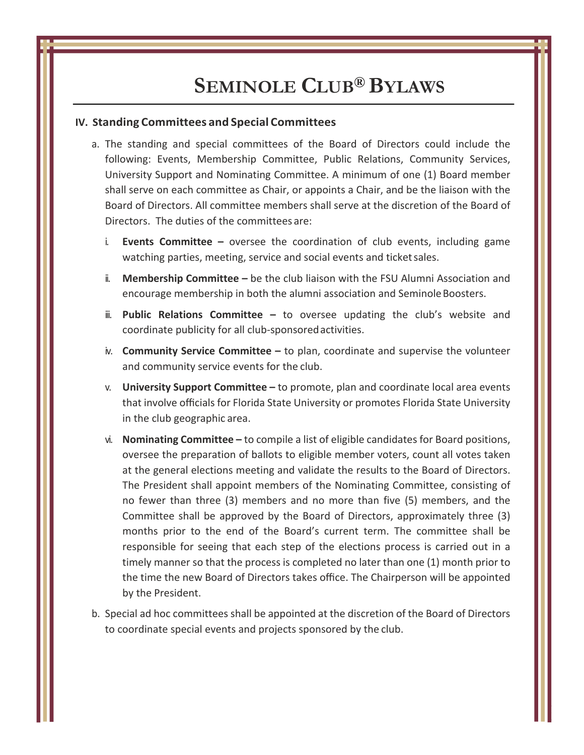# SEMINOLE CLUB® BYLAWS

## IV. Standing Committees and Special Committees

a. The standing and special committees of the Board of Directors could include the following: Events, Membership Committee, Public Relations, Community Services, University Support and Nominating Committee. A minimum of one (1) Board member shall serve on each committee as Chair, or appoints a Chair, and be the liaison with the Board of Directors. All committee members shall serve at the discretion of the Board of Directors. The duties of the committees are:

   i. **Events Committee –** oversee the coordination of club events, including game watching parties, meeting, service and social events and ticket sales.

   ii. **Membership Committee –** be the club liaison with the FSU Alumni Association and encourage membership in both the alumni association and Seminole Boosters.

   iii. **Public Relations Committee –** to oversee updating the club's website and coordinate publicity for all club-sponsored activities.

   iv. **Community Service Committee –** to plan, coordinate and supervise the volunteer and community service events for the club.

   v. **University Support Committee –** to promote, plan and coordinate local area events that involve officials for Florida State University or promotes Florida State University in the club geographic area.

   vi. **Nominating Committee –** to compile a list of eligible candidates for Board positions, oversee the preparation of ballots to eligible member voters, count all votes taken at the general elections meeting and validate the results to the Board of Directors. The President shall appoint members of the Nominating Committee, consisting of no fewer than three (3) members and no more than five (5) members, and the Committee shall be approved by the Board of Directors, approximately three (3) months prior to the end of the Board's current term. The committee shall be responsible for seeing that each step of the elections process is carried out in a timely manner so that the process is completed no later than one (1) month prior to the time the new Board of Directors takes office. The Chairperson will be appointed by the President.

b. Special ad hoc committees shall be appointed at the discretion of the Board of Directors to coordinate special events and projects sponsored by the club.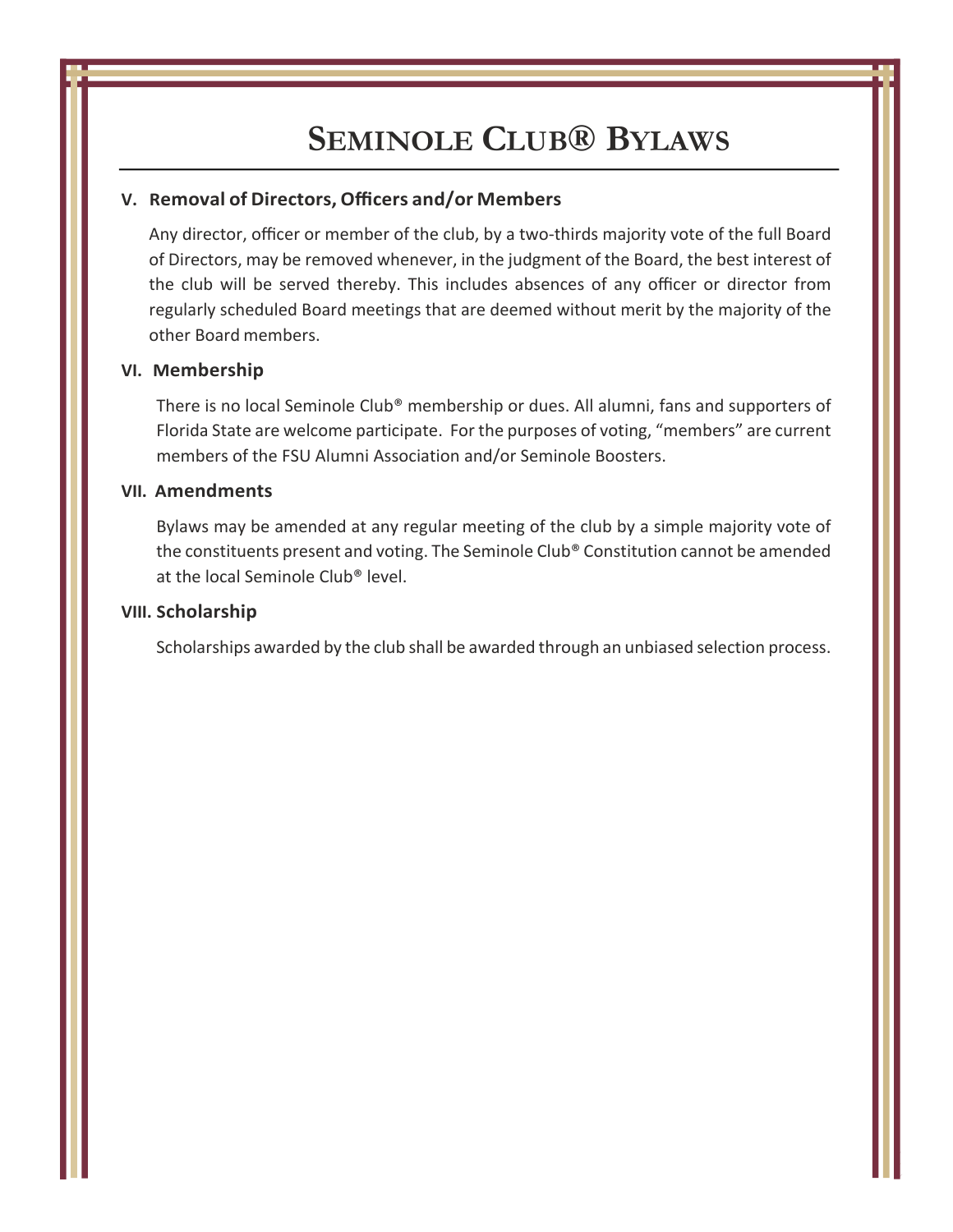# Seminole Club® Bylaws

### V. Removal of Directors, Officers and/or Members

Any director, officer or member of the club, by a two-thirds majority vote of the full Board of Directors, may be removed whenever, in the judgment of the Board, the best interest of the club will be served thereby. This includes absences of any officer or director from regularly scheduled Board meetings that are deemed without merit by the majority of the other Board members.

### VI. Membership

There is no local Seminole Club® membership or dues. All alumni, fans and supporters of Florida State are welcome participate. For the purposes of voting, "members" are current members of the FSU Alumni Association and/or Seminole Boosters.

### VII. Amendments

Bylaws may be amended at any regular meeting of the club by a simple majority vote of the constituents present and voting. The Seminole Club® Constitution cannot be amended at the local Seminole Club® level.

### VIII. Scholarship

Scholarships awarded by the club shall be awarded through an unbiased selection process.